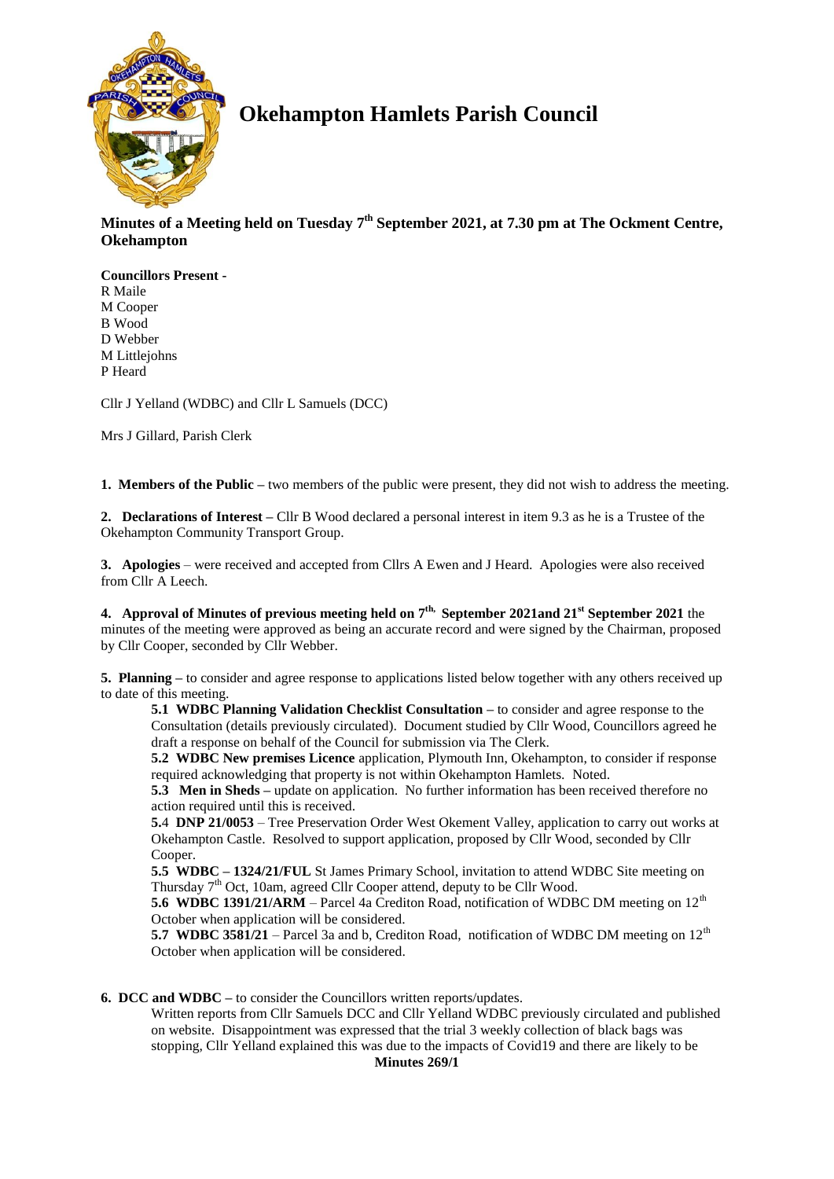# Okehampton Hamlets Parish Council

**Minutes of a Meeting held on Tuesday 7th September 2021, at 7.30 pm at The Ockment Centre, Okehampton**

**Councillors Present -**
R Maile
M Cooper
B Wood
D Webber
M Littlejohns
P Heard

Cllr J Yelland (WDBC) and Cllr L Samuels (DCC)

Mrs J Gillard, Parish Clerk

**1. Members of the Public –** two members of the public were present, they did not wish to address the meeting.

**2. Declarations of Interest –** Cllr B Wood declared a personal interest in item 9.3 as he is a Trustee of the Okehampton Community Transport Group.

**3. Apologies** – were received and accepted from Cllrs A Ewen and J Heard. Apologies were also received from Cllr A Leech.

**4. Approval of Minutes of previous meeting held on 7th, September 2021and 21st September 2021** the minutes of the meeting were approved as being an accurate record and were signed by the Chairman, proposed by Cllr Cooper, seconded by Cllr Webber.

**5. Planning –** to consider and agree response to applications listed below together with any others received up to date of this meeting.

**5.1 WDBC Planning Validation Checklist Consultation –** to consider and agree response to the Consultation (details previously circulated). Document studied by Cllr Wood, Councillors agreed he draft a response on behalf of the Council for submission via The Clerk.

**5.2 WDBC New premises Licence** application, Plymouth Inn, Okehampton, to consider if response required acknowledging that property is not within Okehampton Hamlets. Noted.

**5.3 Men in Sheds –** update on application. No further information has been received therefore no action required until this is received.

**5.4 DNP 21/0053** – Tree Preservation Order West Okement Valley, application to carry out works at Okehampton Castle. Resolved to support application, proposed by Cllr Wood, seconded by Cllr Cooper.

**5.5 WDBC – 1324/21/FUL** St James Primary School, invitation to attend WDBC Site meeting on Thursday 7th Oct, 10am, agreed Cllr Cooper attend, deputy to be Cllr Wood.

**5.6 WDBC 1391/21/ARM** – Parcel 4a Crediton Road, notification of WDBC DM meeting on 12th October when application will be considered.

**5.7 WDBC 3581/21** – Parcel 3a and b, Crediton Road, notification of WDBC DM meeting on 12th October when application will be considered.

**6. DCC and WDBC –** to consider the Councillors written reports/updates.

Written reports from Cllr Samuels DCC and Cllr Yelland WDBC previously circulated and published on website. Disappointment was expressed that the trial 3 weekly collection of black bags was stopping, Cllr Yelland explained this was due to the impacts of Covid19 and there are likely to be

**Minutes 269/1**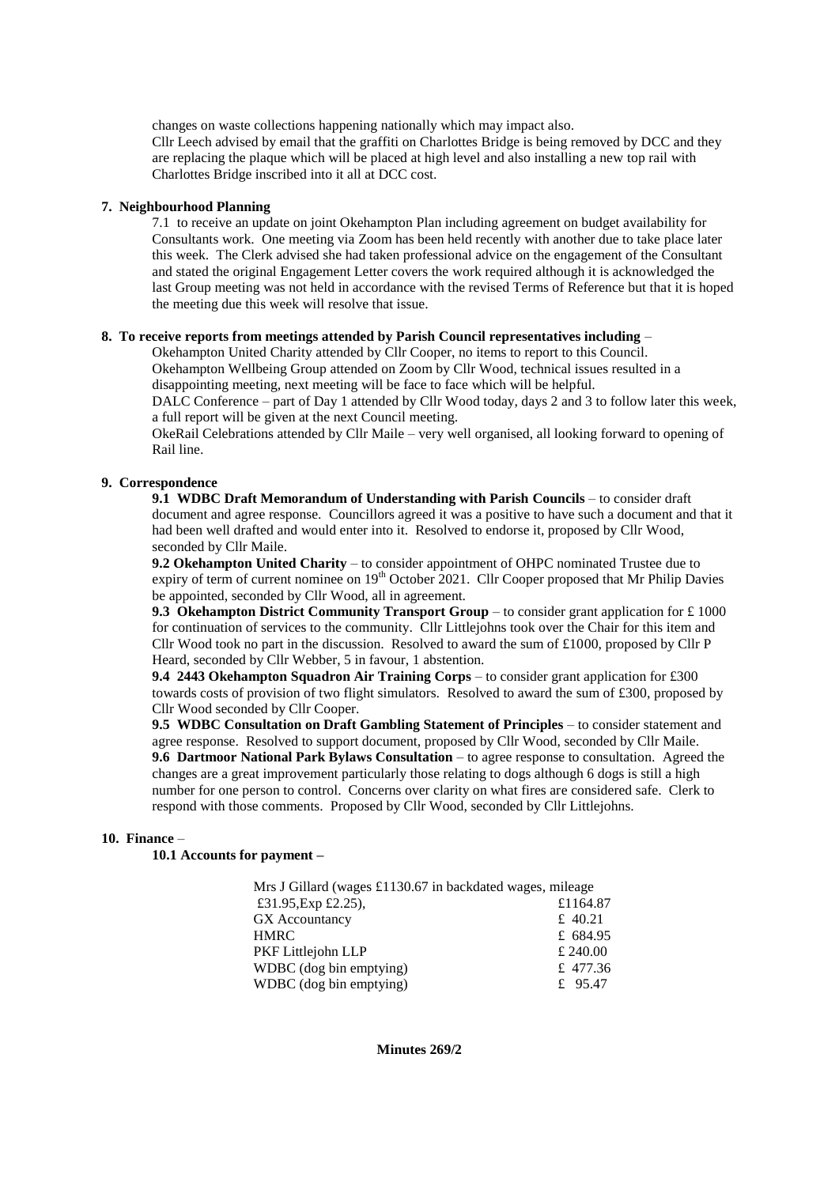changes on waste collections happening nationally which may impact also.
Cllr Leech advised by email that the graffiti on Charlottes Bridge is being removed by DCC and they are replacing the plaque which will be placed at high level and also installing a new top rail with Charlottes Bridge inscribed into it all at DCC cost.

**7. Neighbourhood Planning**

7.1 to receive an update on joint Okehampton Plan including agreement on budget availability for Consultants work. One meeting via Zoom has been held recently with another due to take place later this week. The Clerk advised she had taken professional advice on the engagement of the Consultant and stated the original Engagement Letter covers the work required although it is acknowledged the last Group meeting was not held in accordance with the revised Terms of Reference but that it is hoped the meeting due this week will resolve that issue.

**8. To receive reports from meetings attended by Parish Council representatives including** –

Okehampton United Charity attended by Cllr Cooper, no items to report to this Council.
Okehampton Wellbeing Group attended on Zoom by Cllr Wood, technical issues resulted in a disappointing meeting, next meeting will be face to face which will be helpful.
DALC Conference – part of Day 1 attended by Cllr Wood today, days 2 and 3 to follow later this week, a full report will be given at the next Council meeting.
OkeRail Celebrations attended by Cllr Maile – very well organised, all looking forward to opening of Rail line.

**9. Correspondence**

**9.1 WDBC Draft Memorandum of Understanding with Parish Councils** – to consider draft document and agree response. Councillors agreed it was a positive to have such a document and that it had been well drafted and would enter into it. Resolved to endorse it, proposed by Cllr Wood, seconded by Cllr Maile.

**9.2 Okehampton United Charity** – to consider appointment of OHPC nominated Trustee due to expiry of term of current nominee on 19th October 2021. Cllr Cooper proposed that Mr Philip Davies be appointed, seconded by Cllr Wood, all in agreement.

**9.3 Okehampton District Community Transport Group** – to consider grant application for £ 1000 for continuation of services to the community. Cllr Littlejohns took over the Chair for this item and Cllr Wood took no part in the discussion. Resolved to award the sum of £1000, proposed by Cllr P Heard, seconded by Cllr Webber, 5 in favour, 1 abstention.

**9.4 2443 Okehampton Squadron Air Training Corps** – to consider grant application for £300 towards costs of provision of two flight simulators. Resolved to award the sum of £300, proposed by Cllr Wood seconded by Cllr Cooper.

**9.5 WDBC Consultation on Draft Gambling Statement of Principles** – to consider statement and agree response. Resolved to support document, proposed by Cllr Wood, seconded by Cllr Maile.

**9.6 Dartmoor National Park Bylaws Consultation** – to agree response to consultation. Agreed the changes are a great improvement particularly those relating to dogs although 6 dogs is still a high number for one person to control. Concerns over clarity on what fires are considered safe. Clerk to respond with those comments. Proposed by Cllr Wood, seconded by Cllr Littlejohns.

**10. Finance** –

**10.1 Accounts for payment –**

| | |
|---|---|
| Mrs J Gillard (wages £1130.67 in backdated wages, mileage £31.95,Exp £2.25), | £1164.87 |
| GX Accountancy | £ 40.21 |
| HMRC | £ 684.95 |
| PKF Littlejohn LLP | £ 240.00 |
| WDBC (dog bin emptying) | £ 477.36 |
| WDBC (dog bin emptying) | £ 95.47 |

**Minutes 269/2**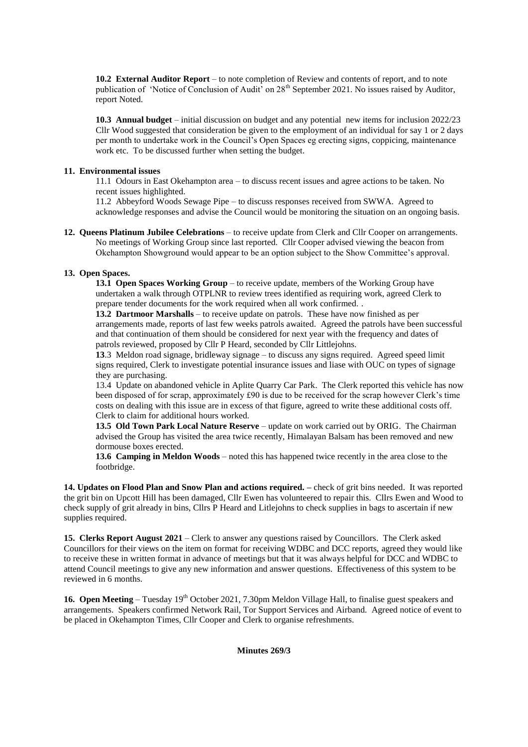**10.2 External Auditor Report** – to note completion of Review and contents of report, and to note publication of 'Notice of Conclusion of Audit' on 28th September 2021. No issues raised by Auditor, report Noted.

**10.3 Annual budget** – initial discussion on budget and any potential new items for inclusion 2022/23 Cllr Wood suggested that consideration be given to the employment of an individual for say 1 or 2 days per month to undertake work in the Council's Open Spaces eg erecting signs, coppicing, maintenance work etc. To be discussed further when setting the budget.

**11. Environmental issues**

11.1 Odours in East Okehampton area – to discuss recent issues and agree actions to be taken. No recent issues highlighted.

11.2 Abbeyford Woods Sewage Pipe – to discuss responses received from SWWA. Agreed to acknowledge responses and advise the Council would be monitoring the situation on an ongoing basis.

**12. Queens Platinum Jubilee Celebrations** – to receive update from Clerk and Cllr Cooper on arrangements. No meetings of Working Group since last reported. Cllr Cooper advised viewing the beacon from Okehampton Showground would appear to be an option subject to the Show Committee's approval.

**13. Open Spaces.**

**13.1 Open Spaces Working Group** – to receive update, members of the Working Group have undertaken a walk through OTPLNR to review trees identified as requiring work, agreed Clerk to prepare tender documents for the work required when all work confirmed. .

**13.2 Dartmoor Marshalls** – to receive update on patrols. These have now finished as per arrangements made, reports of last few weeks patrols awaited. Agreed the patrols have been successful and that continuation of them should be considered for next year with the frequency and dates of patrols reviewed, proposed by Cllr P Heard, seconded by Cllr Littlejohns.

**13**.3 Meldon road signage, bridleway signage – to discuss any signs required. Agreed speed limit signs required, Clerk to investigate potential insurance issues and liase with OUC on types of signage they are purchasing.

13.4 Update on abandoned vehicle in Aplite Quarry Car Park. The Clerk reported this vehicle has now been disposed of for scrap, approximately £90 is due to be received for the scrap however Clerk's time costs on dealing with this issue are in excess of that figure, agreed to write these additional costs off. Clerk to claim for additional hours worked.

**13.5 Old Town Park Local Nature Reserve** – update on work carried out by ORIG. The Chairman advised the Group has visited the area twice recently, Himalayan Balsam has been removed and new dormouse boxes erected.

**13.6 Camping in Meldon Woods** – noted this has happened twice recently in the area close to the footbridge.

**14. Updates on Flood Plan and Snow Plan and actions required. –** check of grit bins needed. It was reported the grit bin on Upcott Hill has been damaged, Cllr Ewen has volunteered to repair this. Cllrs Ewen and Wood to check supply of grit already in bins, Cllrs P Heard and Litlejohns to check supplies in bags to ascertain if new supplies required.

**15. Clerks Report August 2021** – Clerk to answer any questions raised by Councillors. The Clerk asked Councillors for their views on the item on format for receiving WDBC and DCC reports, agreed they would like to receive these in written format in advance of meetings but that it was always helpful for DCC and WDBC to attend Council meetings to give any new information and answer questions. Effectiveness of this system to be reviewed in 6 months.

**16. Open Meeting** – Tuesday 19th October 2021, 7.30pm Meldon Village Hall, to finalise guest speakers and arrangements. Speakers confirmed Network Rail, Tor Support Services and Airband. Agreed notice of event to be placed in Okehampton Times, Cllr Cooper and Clerk to organise refreshments.

**Minutes 269/3**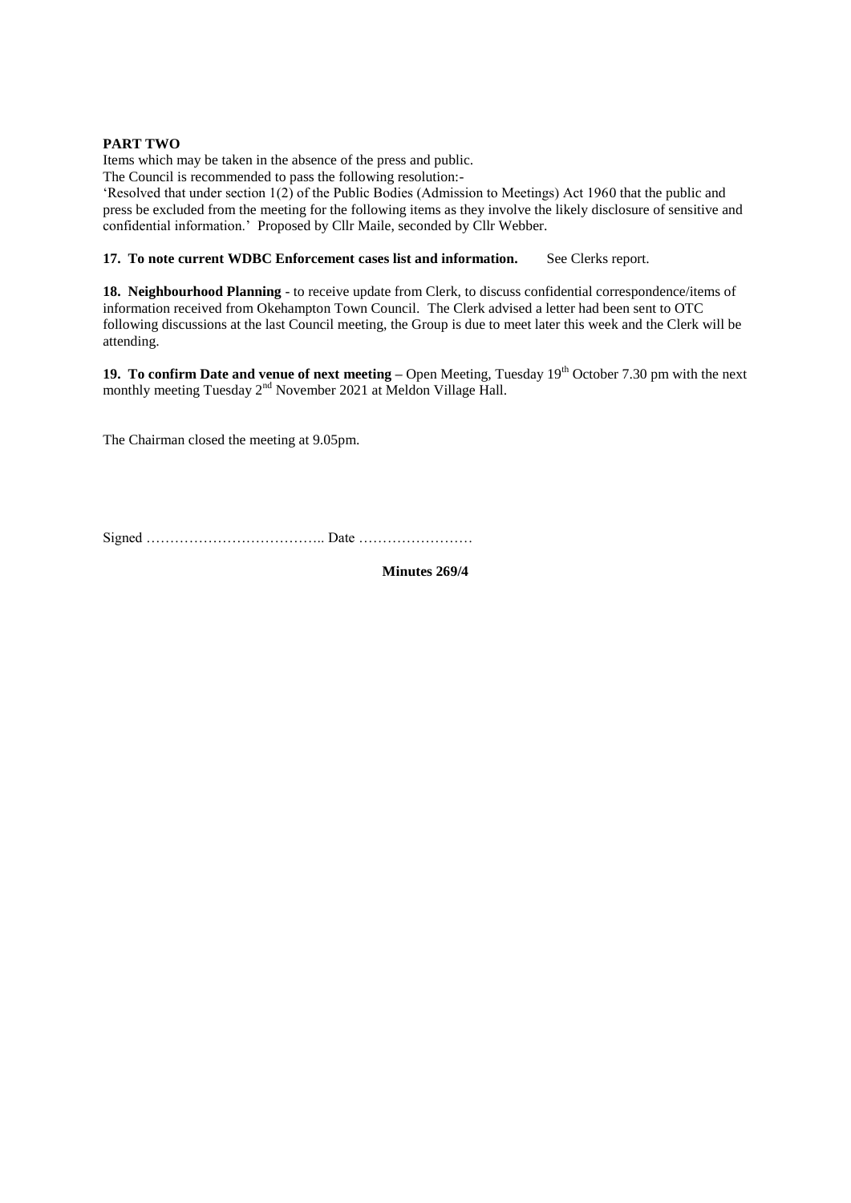**PART TWO**

Items which may be taken in the absence of the press and public.

The Council is recommended to pass the following resolution:-

'Resolved that under section 1(2) of the Public Bodies (Admission to Meetings) Act 1960 that the public and press be excluded from the meeting for the following items as they involve the likely disclosure of sensitive and confidential information.' Proposed by Cllr Maile, seconded by Cllr Webber.

**17. To note current WDBC Enforcement cases list and information.** See Clerks report.

**18. Neighbourhood Planning** - to receive update from Clerk, to discuss confidential correspondence/items of information received from Okehampton Town Council. The Clerk advised a letter had been sent to OTC following discussions at the last Council meeting, the Group is due to meet later this week and the Clerk will be attending.

**19. To confirm Date and venue of next meeting** – Open Meeting, Tuesday 19th October 7.30 pm with the next monthly meeting Tuesday 2nd November 2021 at Meldon Village Hall.

The Chairman closed the meeting at 9.05pm.

Signed ……………………………….. Date ……………………

**Minutes 269/4**